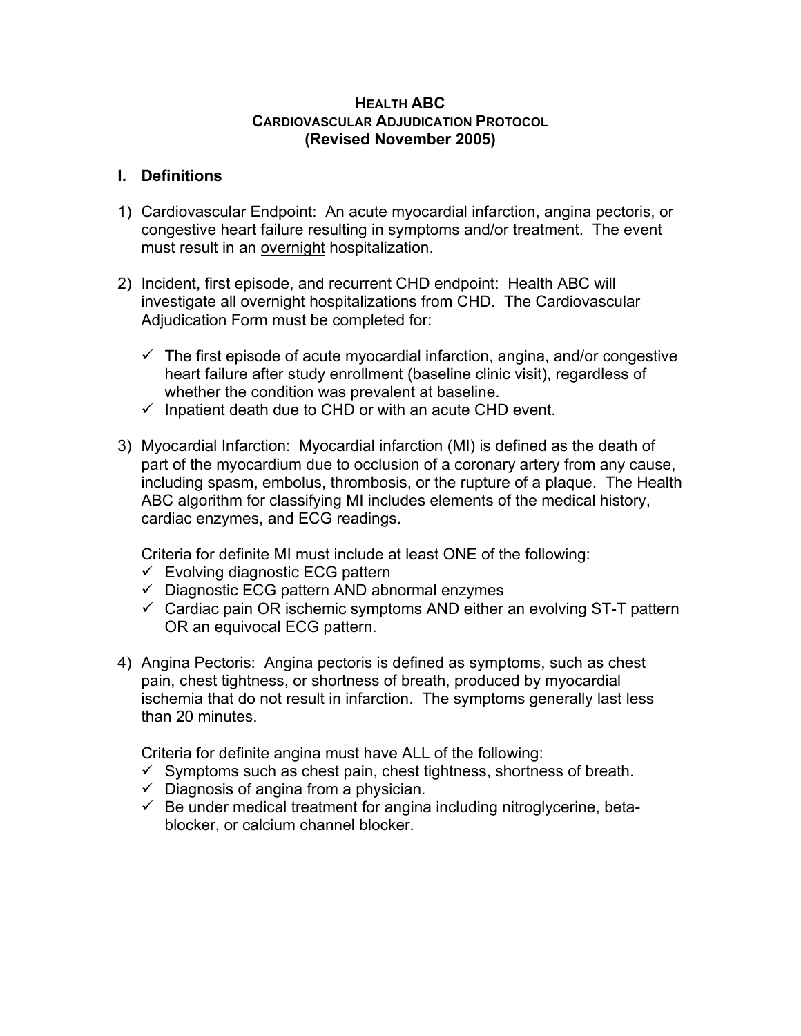# HEALTH ABC
# CARDIOVASCULAR ADJUDICATION PROTOCOL
# (Revised November 2005)

## I. Definitions

1) Cardiovascular Endpoint: An acute myocardial infarction, angina pectoris, or congestive heart failure resulting in symptoms and/or treatment. The event must result in an <u>overnight</u> hospitalization.

2) Incident, first episode, and recurrent CHD endpoint: Health ABC will investigate all overnight hospitalizations from CHD. The Cardiovascular Adjudication Form must be completed for:

   - ✓ The first episode of acute myocardial infarction, angina, and/or congestive heart failure after study enrollment (baseline clinic visit), regardless of whether the condition was prevalent at baseline.
   - ✓ Inpatient death due to CHD or with an acute CHD event.

3) Myocardial Infarction: Myocardial infarction (MI) is defined as the death of part of the myocardium due to occlusion of a coronary artery from any cause, including spasm, embolus, thrombosis, or the rupture of a plaque. The Health ABC algorithm for classifying MI includes elements of the medical history, cardiac enzymes, and ECG readings.

   Criteria for definite MI must include at least ONE of the following:
   - ✓ Evolving diagnostic ECG pattern
   - ✓ Diagnostic ECG pattern AND abnormal enzymes
   - ✓ Cardiac pain OR ischemic symptoms AND either an evolving ST-T pattern OR an equivocal ECG pattern.

4) Angina Pectoris: Angina pectoris is defined as symptoms, such as chest pain, chest tightness, or shortness of breath, produced by myocardial ischemia that do not result in infarction. The symptoms generally last less than 20 minutes.

   Criteria for definite angina must have ALL of the following:
   - ✓ Symptoms such as chest pain, chest tightness, shortness of breath.
   - ✓ Diagnosis of angina from a physician.
   - ✓ Be under medical treatment for angina including nitroglycerine, beta-blocker, or calcium channel blocker.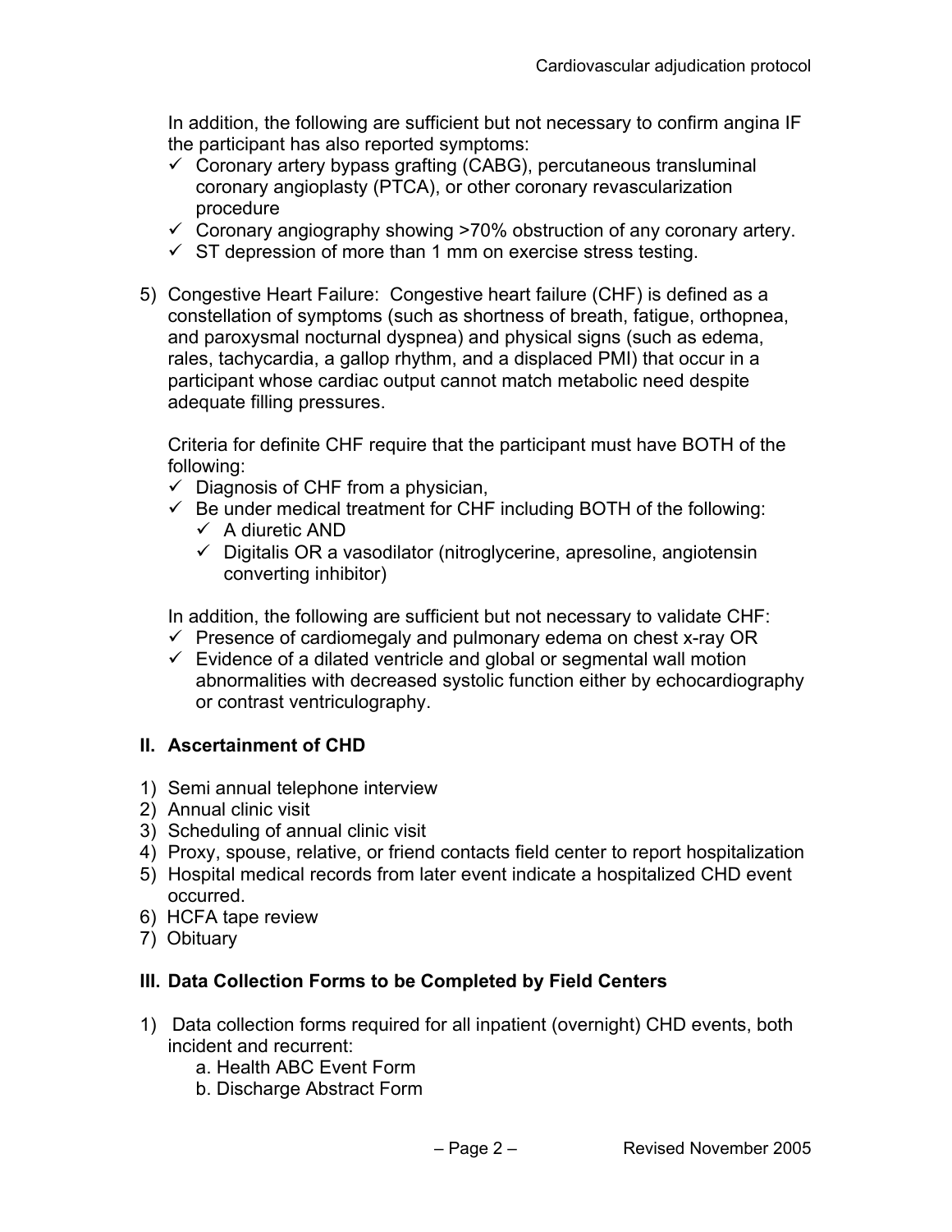In addition, the following are sufficient but not necessary to confirm angina IF the participant has also reported symptoms:

- ✓ Coronary artery bypass grafting (CABG), percutaneous transluminal coronary angioplasty (PTCA), or other coronary revascularization procedure
- ✓ Coronary angiography showing >70% obstruction of any coronary artery.
- ✓ ST depression of more than 1 mm on exercise stress testing.

5) Congestive Heart Failure: Congestive heart failure (CHF) is defined as a constellation of symptoms (such as shortness of breath, fatigue, orthopnea, and paroxysmal nocturnal dyspnea) and physical signs (such as edema, rales, tachycardia, a gallop rhythm, and a displaced PMI) that occur in a participant whose cardiac output cannot match metabolic need despite adequate filling pressures.

   Criteria for definite CHF require that the participant must have BOTH of the following:

   - ✓ Diagnosis of CHF from a physician,
   - ✓ Be under medical treatment for CHF including BOTH of the following:
     - ✓ A diuretic AND
     - ✓ Digitalis OR a vasodilator (nitroglycerine, apresoline, angiotensin converting inhibitor)

   In addition, the following are sufficient but not necessary to validate CHF:

   - ✓ Presence of cardiomegaly and pulmonary edema on chest x-ray OR
   - ✓ Evidence of a dilated ventricle and global or segmental wall motion abnormalities with decreased systolic function either by echocardiography or contrast ventriculography.

## II. Ascertainment of CHD

1) Semi annual telephone interview
2) Annual clinic visit
3) Scheduling of annual clinic visit
4) Proxy, spouse, relative, or friend contacts field center to report hospitalization
5) Hospital medical records from later event indicate a hospitalized CHD event occurred.
6) HCFA tape review
7) Obituary

## III. Data Collection Forms to be Completed by Field Centers

1) Data collection forms required for all inpatient (overnight) CHD events, both incident and recurrent:
   a. Health ABC Event Form
   b. Discharge Abstract Form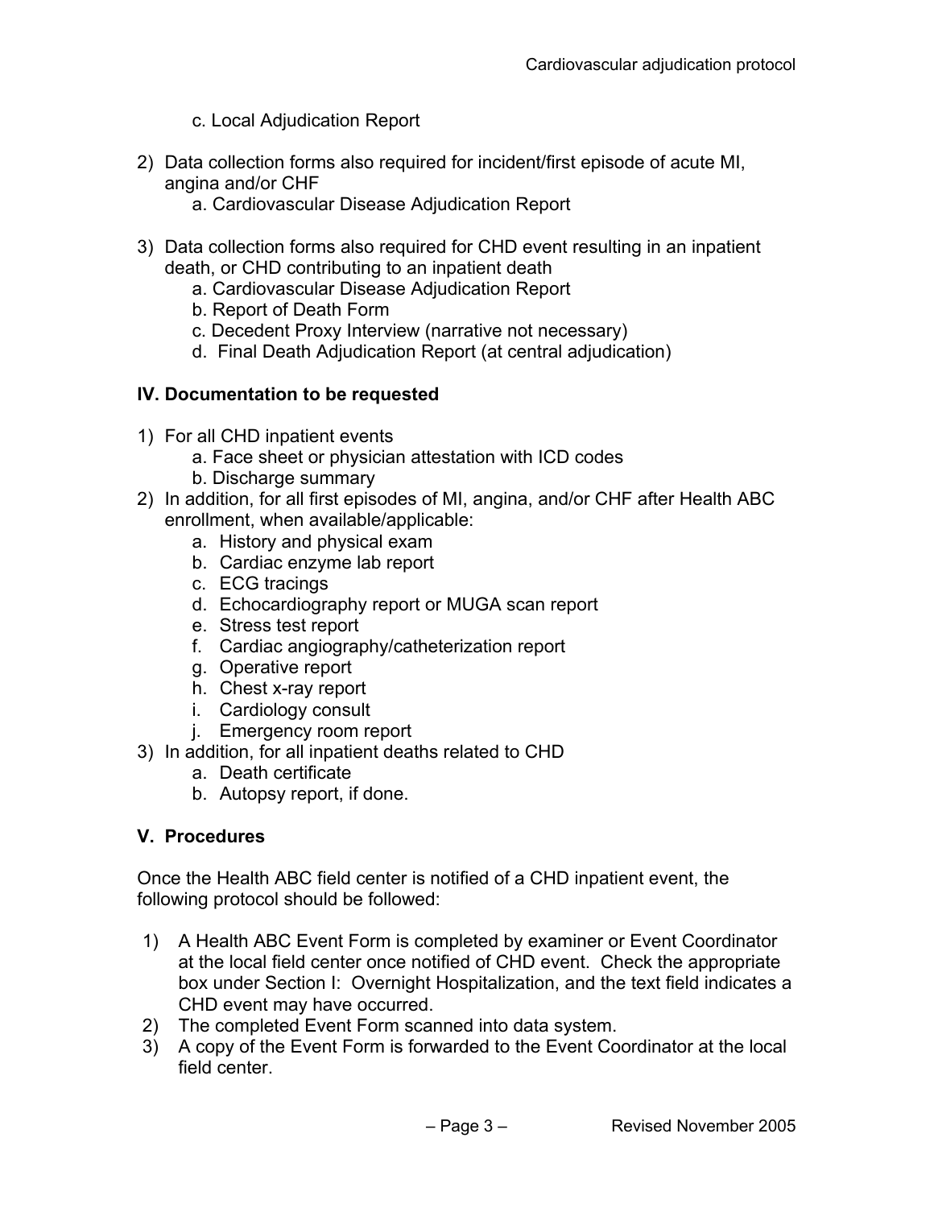c. Local Adjudication Report

2) Data collection forms also required for incident/first episode of acute MI, angina and/or CHF
    a. Cardiovascular Disease Adjudication Report

3) Data collection forms also required for CHD event resulting in an inpatient death, or CHD contributing to an inpatient death
    a. Cardiovascular Disease Adjudication Report
    b. Report of Death Form
    c. Decedent Proxy Interview (narrative not necessary)
    d. Final Death Adjudication Report (at central adjudication)

## IV. Documentation to be requested

1) For all CHD inpatient events
    a. Face sheet or physician attestation with ICD codes
    b. Discharge summary
2) In addition, for all first episodes of MI, angina, and/or CHF after Health ABC enrollment, when available/applicable:
    a. History and physical exam
    b. Cardiac enzyme lab report
    c. ECG tracings
    d. Echocardiography report or MUGA scan report
    e. Stress test report
    f. Cardiac angiography/catheterization report
    g. Operative report
    h. Chest x-ray report
    i. Cardiology consult
    j. Emergency room report
3) In addition, for all inpatient deaths related to CHD
    a. Death certificate
    b. Autopsy report, if done.

## V. Procedures

Once the Health ABC field center is notified of a CHD inpatient event, the following protocol should be followed:

1) A Health ABC Event Form is completed by examiner or Event Coordinator at the local field center once notified of CHD event. Check the appropriate box under Section I: Overnight Hospitalization, and the text field indicates a CHD event may have occurred.
2) The completed Event Form scanned into data system.
3) A copy of the Event Form is forwarded to the Event Coordinator at the local field center.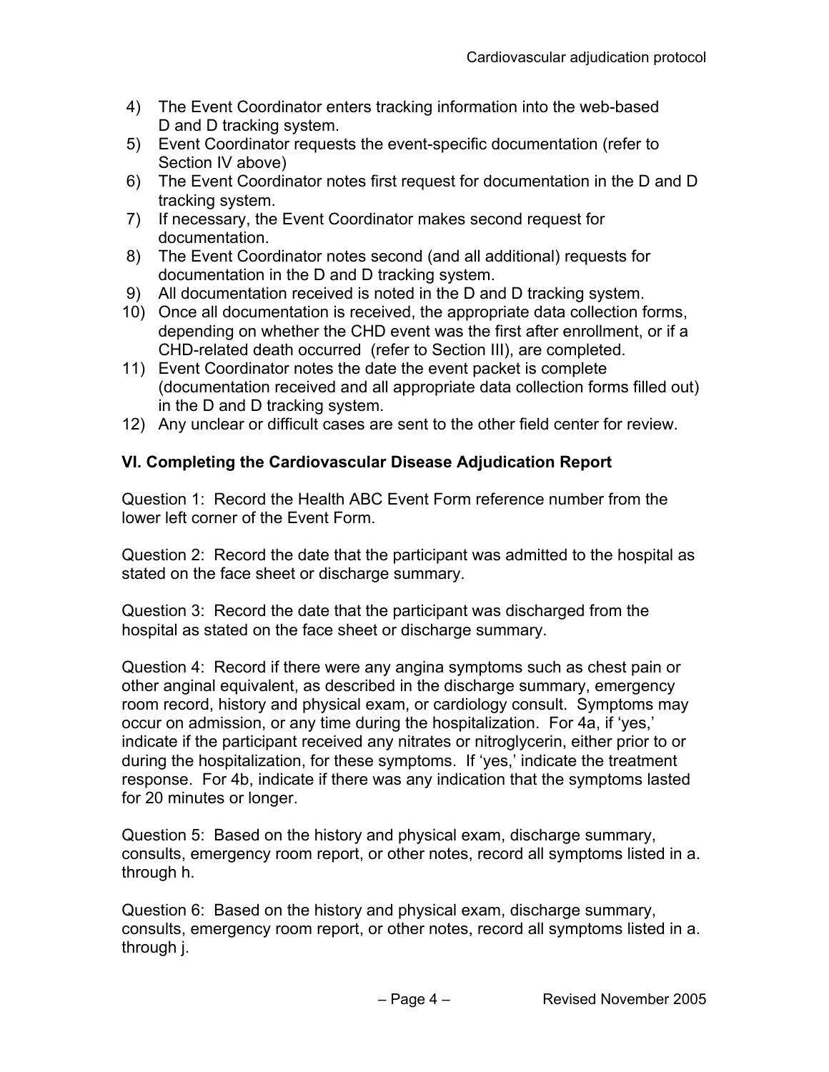4) The Event Coordinator enters tracking information into the web-based D and D tracking system.
5) Event Coordinator requests the event-specific documentation (refer to Section IV above)
6) The Event Coordinator notes first request for documentation in the D and D tracking system.
7) If necessary, the Event Coordinator makes second request for documentation.
8) The Event Coordinator notes second (and all additional) requests for documentation in the D and D tracking system.
9) All documentation received is noted in the D and D tracking system.
10) Once all documentation is received, the appropriate data collection forms, depending on whether the CHD event was the first after enrollment, or if a CHD-related death occurred (refer to Section III), are completed.
11) Event Coordinator notes the date the event packet is complete (documentation received and all appropriate data collection forms filled out) in the D and D tracking system.
12) Any unclear or difficult cases are sent to the other field center for review.

## VI. Completing the Cardiovascular Disease Adjudication Report

Question 1: Record the Health ABC Event Form reference number from the lower left corner of the Event Form.

Question 2: Record the date that the participant was admitted to the hospital as stated on the face sheet or discharge summary.

Question 3: Record the date that the participant was discharged from the hospital as stated on the face sheet or discharge summary.

Question 4: Record if there were any angina symptoms such as chest pain or other anginal equivalent, as described in the discharge summary, emergency room record, history and physical exam, or cardiology consult. Symptoms may occur on admission, or any time during the hospitalization. For 4a, if 'yes,' indicate if the participant received any nitrates or nitroglycerin, either prior to or during the hospitalization, for these symptoms. If 'yes,' indicate the treatment response. For 4b, indicate if there was any indication that the symptoms lasted for 20 minutes or longer.

Question 5: Based on the history and physical exam, discharge summary, consults, emergency room report, or other notes, record all symptoms listed in a. through h.

Question 6: Based on the history and physical exam, discharge summary, consults, emergency room report, or other notes, record all symptoms listed in a. through j.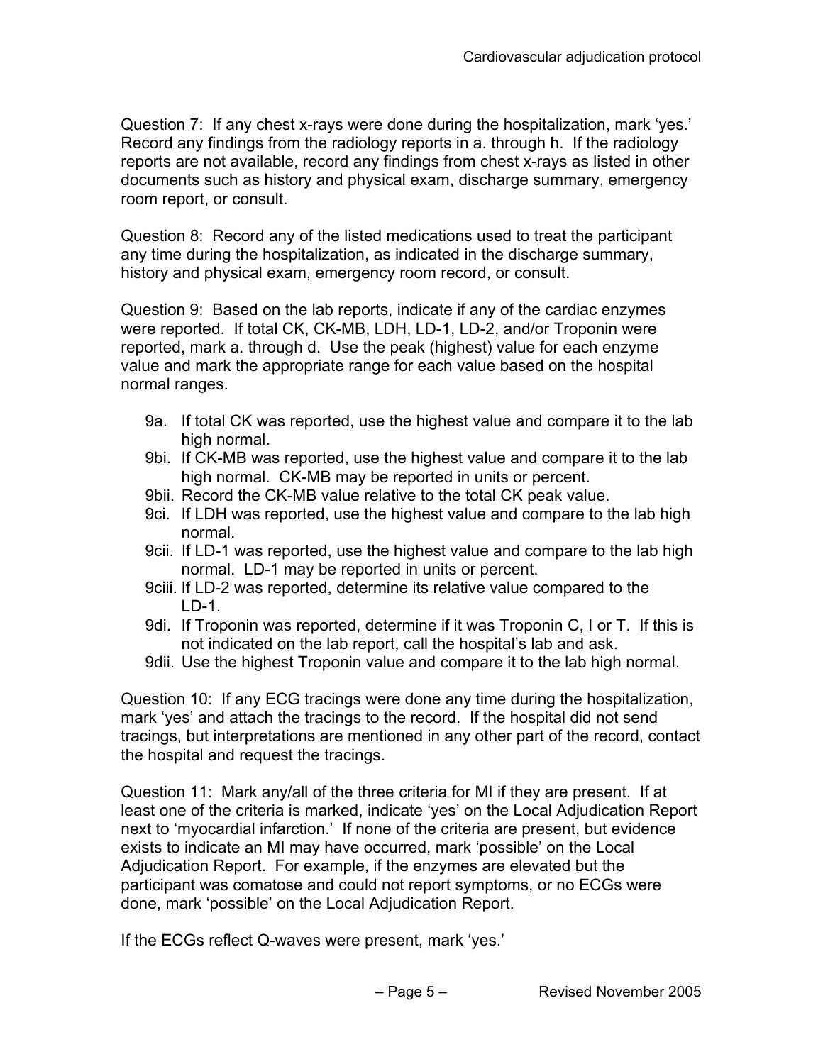Question 7: If any chest x-rays were done during the hospitalization, mark 'yes.' Record any findings from the radiology reports in a. through h. If the radiology reports are not available, record any findings from chest x-rays as listed in other documents such as history and physical exam, discharge summary, emergency room report, or consult.

Question 8: Record any of the listed medications used to treat the participant any time during the hospitalization, as indicated in the discharge summary, history and physical exam, emergency room record, or consult.

Question 9: Based on the lab reports, indicate if any of the cardiac enzymes were reported. If total CK, CK-MB, LDH, LD-1, LD-2, and/or Troponin were reported, mark a. through d. Use the peak (highest) value for each enzyme value and mark the appropriate range for each value based on the hospital normal ranges.

- 9a. If total CK was reported, use the highest value and compare it to the lab high normal.
- 9bi. If CK-MB was reported, use the highest value and compare it to the lab high normal. CK-MB may be reported in units or percent.
- 9bii. Record the CK-MB value relative to the total CK peak value.
- 9ci. If LDH was reported, use the highest value and compare to the lab high normal.
- 9cii. If LD-1 was reported, use the highest value and compare it to the lab high normal. LD-1 may be reported in units or percent.
- 9ciii. If LD-2 was reported, determine its relative value compared to the LD-1.
- 9di. If Troponin was reported, determine if it was Troponin C, I or T. If this is not indicated on the lab report, call the hospital's lab and ask.
- 9dii. Use the highest Troponin value and compare it to the lab high normal.

Question 10: If any ECG tracings were done any time during the hospitalization, mark 'yes' and attach the tracings to the record. If the hospital did not send tracings, but interpretations are mentioned in any other part of the record, contact the hospital and request the tracings.

Question 11: Mark any/all of the three criteria for MI if they are present. If at least one of the criteria is marked, indicate 'yes' on the Local Adjudication Report next to 'myocardial infarction.' If none of the criteria are present, but evidence exists to indicate an MI may have occurred, mark 'possible' on the Local Adjudication Report. For example, if the enzymes are elevated but the participant was comatose and could not report symptoms, or no ECGs were done, mark 'possible' on the Local Adjudication Report.

If the ECGs reflect Q-waves were present, mark 'yes.'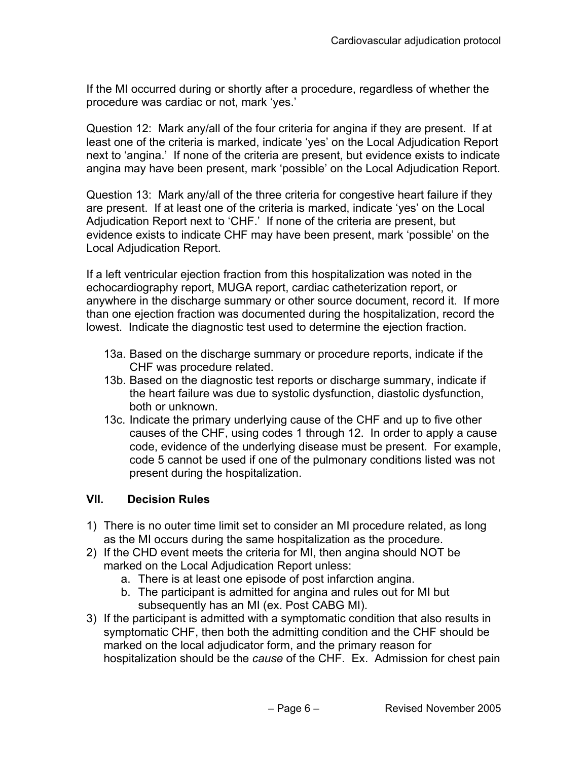If the MI occurred during or shortly after a procedure, regardless of whether the procedure was cardiac or not, mark 'yes.'

Question 12: Mark any/all of the four criteria for angina if they are present. If at least one of the criteria is marked, indicate 'yes' on the Local Adjudication Report next to 'angina.' If none of the criteria are present, but evidence exists to indicate angina may have been present, mark 'possible' on the Local Adjudication Report.

Question 13: Mark any/all of the three criteria for congestive heart failure if they are present. If at least one of the criteria is marked, indicate 'yes' on the Local Adjudication Report next to 'CHF.' If none of the criteria are present, but evidence exists to indicate CHF may have been present, mark 'possible' on the Local Adjudication Report.

If a left ventricular ejection fraction from this hospitalization was noted in the echocardiography report, MUGA report, cardiac catheterization report, or anywhere in the discharge summary or other source document, record it. If more than one ejection fraction was documented during the hospitalization, record the lowest. Indicate the diagnostic test used to determine the ejection fraction.

13a. Based on the discharge summary or procedure reports, indicate if the CHF was procedure related.

13b. Based on the diagnostic test reports or discharge summary, indicate if the heart failure was due to systolic dysfunction, diastolic dysfunction, both or unknown.

13c. Indicate the primary underlying cause of the CHF and up to five other causes of the CHF, using codes 1 through 12. In order to apply a cause code, evidence of the underlying disease must be present. For example, code 5 cannot be used if one of the pulmonary conditions listed was not present during the hospitalization.

## VII. Decision Rules

1) There is no outer time limit set to consider an MI procedure related, as long as the MI occurs during the same hospitalization as the procedure.
2) If the CHD event meets the criteria for MI, then angina should NOT be marked on the Local Adjudication Report unless:
   a. There is at least one episode of post infarction angina.
   b. The participant is admitted for angina and rules out for MI but subsequently has an MI (ex. Post CABG MI).
3) If the participant is admitted with a symptomatic condition that also results in symptomatic CHF, then both the admitting condition and the CHF should be marked on the local adjudicator form, and the primary reason for hospitalization should be the *cause* of the CHF. Ex. Admission for chest pain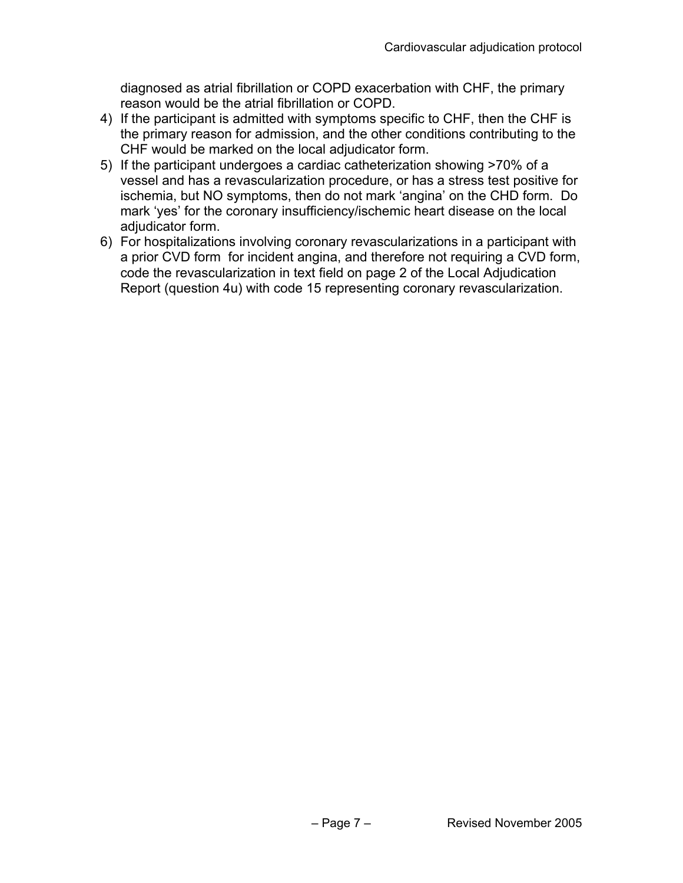diagnosed as atrial fibrillation or COPD exacerbation with CHF, the primary reason would be the atrial fibrillation or COPD.

4) If the participant is admitted with symptoms specific to CHF, then the CHF is the primary reason for admission, and the other conditions contributing to the CHF would be marked on the local adjudicator form.
5) If the participant undergoes a cardiac catheterization showing >70% of a vessel and has a revascularization procedure, or has a stress test positive for ischemia, but NO symptoms, then do not mark 'angina' on the CHD form. Do mark 'yes' for the coronary insufficiency/ischemic heart disease on the local adjudicator form.
6) For hospitalizations involving coronary revascularizations in a participant with a prior CVD form for incident angina, and therefore not requiring a CVD form, code the revascularization in text field on page 2 of the Local Adjudication Report (question 4u) with code 15 representing coronary revascularization.